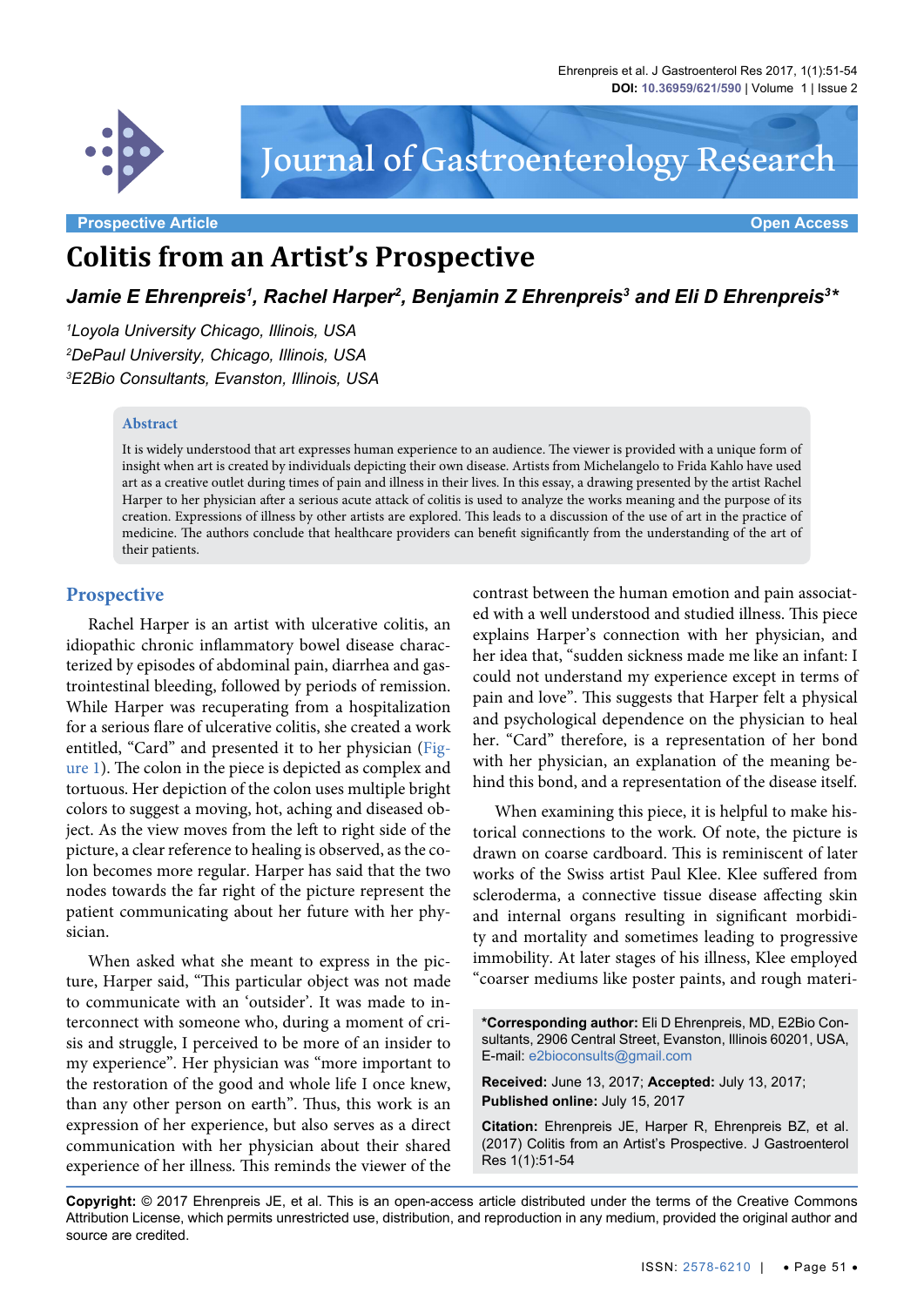Prospective Article | Open Access

# Colitis from an Artist's Prospective

***Jamie E Ehrenpreis[1], Rachel Harper[2], Benjamin Z Ehrenpreis[3] and Eli D Ehrenpreis[3]\****

*[1]Loyola University Chicago, Illinois, USA*
*[2]DePaul University, Chicago, Illinois, USA*
*[3]E2Bio Consultants, Evanston, Illinois, USA*

## Abstract

It is widely understood that art expresses human experience to an audience. The viewer is provided with a unique form of insight when art is created by individuals depicting their own disease. Artists from Michelangelo to Frida Kahlo have used art as a creative outlet during times of pain and illness in their lives. In this essay, a drawing presented by the artist Rachel Harper to her physician after a serious acute attack of colitis is used to analyze the works meaning and the purpose of its creation. Expressions of illness by other artists are explored. This leads to a discussion of the use of art in the practice of medicine. The authors conclude that healthcare providers can benefit significantly from the understanding of the art of their patients.

## Prospective

Rachel Harper is an artist with ulcerative colitis, an idiopathic chronic inflammatory bowel disease characterized by episodes of abdominal pain, diarrhea and gastrointestinal bleeding, followed by periods of remission. While Harper was recuperating from a hospitalization for a serious flare of ulcerative colitis, she created a work entitled, "Card" and presented it to her physician (Figure 1). The colon in the piece is depicted as complex and tortuous. Her depiction of the colon uses multiple bright colors to suggest a moving, hot, aching and diseased object. As the view moves from the left to right side of the picture, a clear reference to healing is observed, as the colon becomes more regular. Harper has said that the two nodes towards the far right of the picture represent the patient communicating about her future with her physician.

When asked what she meant to express in the picture, Harper said, "This particular object was not made to communicate with an 'outsider'. It was made to interconnect with someone who, during a moment of crisis and struggle, I perceived to be more of an insider to my experience". Her physician was "more important to the restoration of the good and whole life I once knew, than any other person on earth". Thus, this work is an expression of her experience, but also serves as a direct communication with her physician about their shared experience of her illness. This reminds the viewer of the contrast between the human emotion and pain associated with a well understood and studied illness. This piece explains Harper's connection with her physician, and her idea that, "sudden sickness made me like an infant: I could not understand my experience except in terms of pain and love". This suggests that Harper felt a physical and psychological dependence on the physician to heal her. "Card" therefore, is a representation of her bond with her physician, an explanation of the meaning behind this bond, and a representation of the disease itself.

When examining this piece, it is helpful to make historical connections to the work. Of note, the picture is drawn on coarse cardboard. This is reminiscent of later works of the Swiss artist Paul Klee. Klee suffered from scleroderma, a connective tissue disease affecting skin and internal organs resulting in significant morbidity and mortality and sometimes leading to progressive immobility. At later stages of his illness, Klee employed "coarser mediums like poster paints, and rough materi-

**\*Corresponding author:** Eli D Ehrenpreis, MD, E2Bio Consultants, 2906 Central Street, Evanston, Illinois 60201, USA, E-mail: e2bioconsults@gmail.com

**Received:** June 13, 2017; **Accepted:** July 13, 2017; **Published online:** July 15, 2017

**Citation:** Ehrenpreis JE, Harper R, Ehrenpreis BZ, et al. (2017) Colitis from an Artist's Prospective. J Gastroenterol Res 1(1):51-54

**Copyright:** © 2017 Ehrenpreis JE, et al. This is an open-access article distributed under the terms of the Creative Commons Attribution License, which permits unrestricted use, distribution, and reproduction in any medium, provided the original author and source are credited.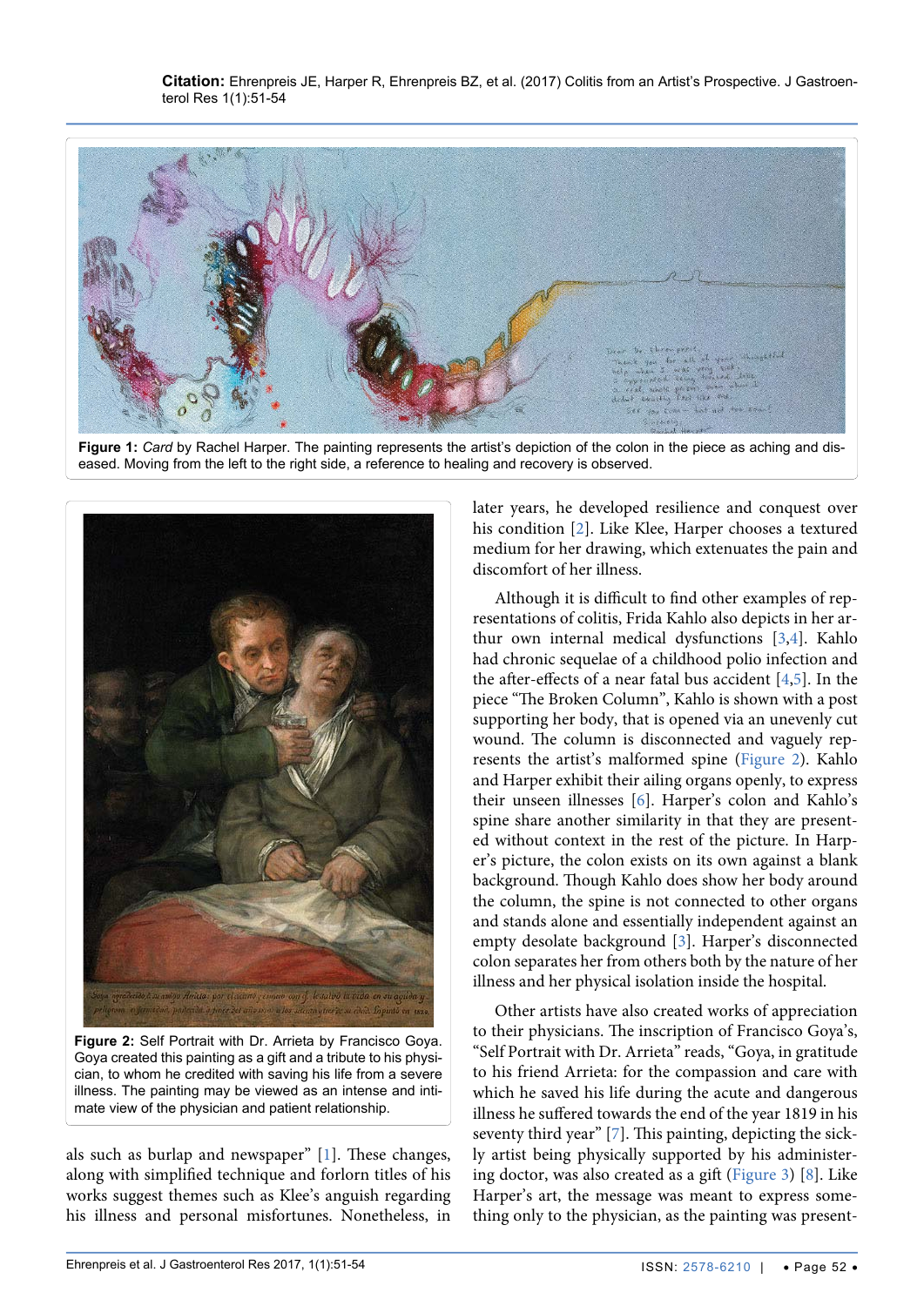**Figure 1:** *Card* by Rachel Harper. The painting represents the artist's depiction of the colon in the piece as aching and diseased. Moving from the left to the right side, a reference to healing and recovery is observed.

**Figure 2:** Self Portrait with Dr. Arrieta by Francisco Goya. Goya created this painting as a gift and a tribute to his physician, to whom he credited with saving his life from a severe illness. The painting may be viewed as an intense and intimate view of the physician and patient relationship.

als such as burlap and newspaper" [1]. These changes, along with simplified technique and forlorn titles of his works suggest themes such as Klee's anguish regarding his illness and personal misfortunes. Nonetheless, in later years, he developed resilience and conquest over his condition [2]. Like Klee, Harper chooses a textured medium for her drawing, which extenuates the pain and discomfort of her illness.

Although it is difficult to find other examples of representations of colitis, Frida Kahlo also depicts in her arthur own internal medical dysfunctions [3,4]. Kahlo had chronic sequelae of a childhood polio infection and the after-effects of a near fatal bus accident [4,5]. In the piece "The Broken Column", Kahlo is shown with a post supporting her body, that is opened via an unevenly cut wound. The column is disconnected and vaguely represents the artist's malformed spine (Figure 2). Kahlo and Harper exhibit their ailing organs openly, to express their unseen illnesses [6]. Harper's colon and Kahlo's spine share another similarity in that they are presented without context in the rest of the picture. In Harper's picture, the colon exists on its own against a blank background. Though Kahlo does show her body around the column, the spine is not connected to other organs and stands alone and essentially independent against an empty desolate background [3]. Harper's disconnected colon separates her from others both by the nature of her illness and her physical isolation inside the hospital.

Other artists have also created works of appreciation to their physicians. The inscription of Francisco Goya's, "Self Portrait with Dr. Arrieta" reads, "Goya, in gratitude to his friend Arrieta: for the compassion and care with which he saved his life during the acute and dangerous illness he suffered towards the end of the year 1819 in his seventy third year" [7]. This painting, depicting the sickly artist being physically supported by his administering doctor, was also created as a gift (Figure 3) [8]. Like Harper's art, the message was meant to express something only to the physician, as the painting was present-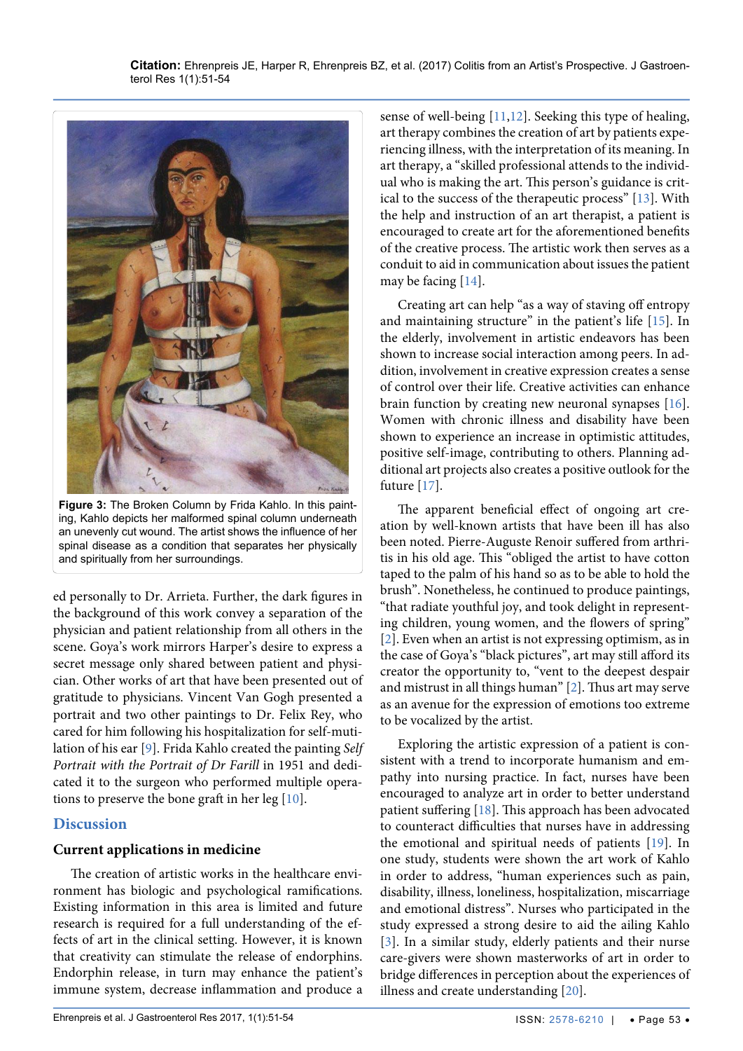Figure 3: The Broken Column by Frida Kahlo. In this painting, Kahlo depicts her malformed spinal column underneath an unevenly cut wound. The artist shows the influence of her spinal disease as a condition that separates her physically and spiritually from her surroundings.

ed personally to Dr. Arrieta. Further, the dark figures in the background of this work convey a separation of the physician and patient relationship from all others in the scene. Goya's work mirrors Harper's desire to express a secret message only shared between patient and physician. Other works of art that have been presented out of gratitude to physicians. Vincent Van Gogh presented a portrait and two other paintings to Dr. Felix Rey, who cared for him following his hospitalization for self-mutilation of his ear [9]. Frida Kahlo created the painting *Self Portrait with the Portrait of Dr Farill* in 1951 and dedicated it to the surgeon who performed multiple operations to preserve the bone graft in her leg [10].

## Discussion

### Current applications in medicine

The creation of artistic works in the healthcare environment has biologic and psychological ramifications. Existing information in this area is limited and future research is required for a full understanding of the effects of art in the clinical setting. However, it is known that creativity can stimulate the release of endorphins. Endorphin release, in turn may enhance the patient's immune system, decrease inflammation and produce a sense of well-being [11,12]. Seeking this type of healing, art therapy combines the creation of art by patients experiencing illness, with the interpretation of its meaning. In art therapy, a "skilled professional attends to the individual who is making the art. This person's guidance is critical to the success of the therapeutic process" [13]. With the help and instruction of an art therapist, a patient is encouraged to create art for the aforementioned benefits of the creative process. The artistic work then serves as a conduit to aid in communication about issues the patient may be facing [14].

Creating art can help "as a way of staving off entropy and maintaining structure" in the patient's life [15]. In the elderly, involvement in artistic endeavors has been shown to increase social interaction among peers. In addition, involvement in creative expression creates a sense of control over their life. Creative activities can enhance brain function by creating new neuronal synapses [16]. Women with chronic illness and disability have been shown to experience an increase in optimistic attitudes, positive self-image, contributing to others. Planning additional art projects also creates a positive outlook for the future [17].

The apparent beneficial effect of ongoing art creation by well-known artists that have been ill has also been noted. Pierre-Auguste Renoir suffered from arthritis in his old age. This "obliged the artist to have cotton taped to the palm of his hand so as to be able to hold the brush". Nonetheless, he continued to produce paintings, "that radiate youthful joy, and took delight in representing children, young women, and the flowers of spring" [2]. Even when an artist is not expressing optimism, as in the case of Goya's "black pictures", art may still afford its creator the opportunity to, "vent to the deepest despair and mistrust in all things human" [2]. Thus art may serve as an avenue for the expression of emotions too extreme to be vocalized by the artist.

Exploring the artistic expression of a patient is consistent with a trend to incorporate humanism and empathy into nursing practice. In fact, nurses have been encouraged to analyze art in order to better understand patient suffering [18]. This approach has been advocated to counteract difficulties that nurses have in addressing the emotional and spiritual needs of patients [19]. In one study, students were shown the art work of Kahlo in order to address, "human experiences such as pain, disability, illness, loneliness, hospitalization, miscarriage and emotional distress". Nurses who participated in the study expressed a strong desire to aid the ailing Kahlo [3]. In a similar study, elderly patients and their nurse care-givers were shown masterworks of art in order to bridge differences in perception about the experiences of illness and create understanding [20].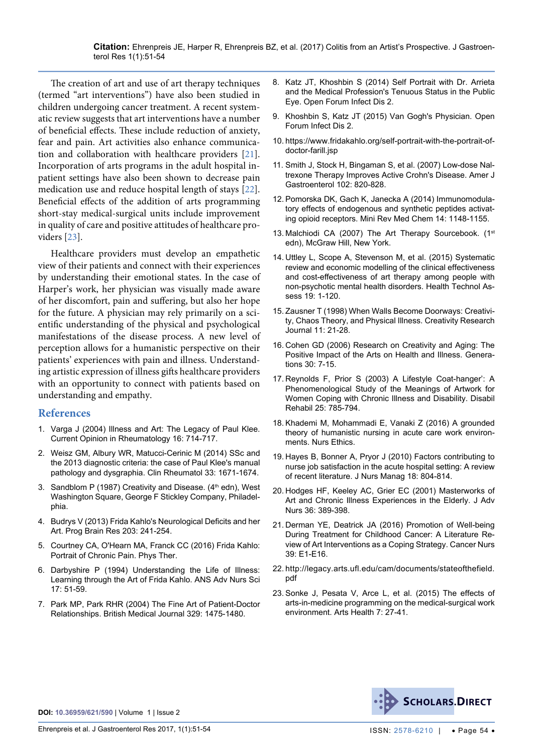The creation of art and use of art therapy techniques (termed "art interventions") have also been studied in children undergoing cancer treatment. A recent systematic review suggests that art interventions have a number of beneficial effects. These include reduction of anxiety, fear and pain. Art activities also enhance communication and collaboration with healthcare providers [21]. Incorporation of arts programs in the adult hospital inpatient settings have also been shown to decrease pain medication use and reduce hospital length of stays [22]. Beneficial effects of the addition of arts programming short-stay medical-surgical units include improvement in quality of care and positive attitudes of healthcare providers [23].

Healthcare providers must develop an empathetic view of their patients and connect with their experiences by understanding their emotional states. In the case of Harper's work, her physician was visually made aware of her discomfort, pain and suffering, but also her hope for the future. A physician may rely primarily on a scientific understanding of the physical and psychological manifestations of the disease process. A new level of perception allows for a humanistic perspective on their patients' experiences with pain and illness. Understanding artistic expression of illness gifts healthcare providers with an opportunity to connect with patients based on understanding and empathy.

## References

1. Varga J (2004) Illness and Art: The Legacy of Paul Klee. Current Opinion in Rheumatology 16: 714-717.
2. Weisz GM, Albury WR, Matucci-Cerinic M (2014) SSc and the 2013 diagnostic criteria: the case of Paul Klee's manual pathology and dysgraphia. Clin Rheumatol 33: 1671-1674.
3. Sandblom P (1987) Creativity and Disease. (4th edn), West Washington Square, George F Stickley Company, Philadelphia.
4. Budrys V (2013) Frida Kahlo's Neurological Deficits and her Art. Prog Brain Res 203: 241-254.
5. Courtney CA, O'Hearn MA, Franck CC (2016) Frida Kahlo: Portrait of Chronic Pain. Phys Ther.
6. Darbyshire P (1994) Understanding the Life of Illness: Learning through the Art of Frida Kahlo. ANS Adv Nurs Sci 17: 51-59.
7. Park MP, Park RHR (2004) The Fine Art of Patient-Doctor Relationships. British Medical Journal 329: 1475-1480.
8. Katz JT, Khoshbin S (2014) Self Portrait with Dr. Arrieta and the Medical Profession's Tenuous Status in the Public Eye. Open Forum Infect Dis 2.
9. Khoshbin S, Katz JT (2015) Van Gogh's Physician. Open Forum Infect Dis 2.
10. https://www.fridakahlo.org/self-portrait-with-the-portrait-of-doctor-farill.jsp
11. Smith J, Stock H, Bingaman S, et al. (2007) Low-dose Naltrexone Therapy Improves Active Crohn's Disease. Amer J Gastroenterol 102: 820-828.
12. Pomorska DK, Gach K, Janecka A (2014) Immunomodulatory effects of endogenous and synthetic peptides activating opioid receptors. Mini Rev Med Chem 14: 1148-1155.
13. Malchiodi CA (2007) The Art Therapy Sourcebook. (1st edn), McGraw Hill, New York.
14. Uttley L, Scope A, Stevenson M, et al. (2015) Systematic review and economic modelling of the clinical effectiveness and cost-effectiveness of art therapy among people with non-psychotic mental health disorders. Health Technol Assess 19: 1-120.
15. Zausner T (1998) When Walls Become Doorways: Creativity, Chaos Theory, and Physical Illness. Creativity Research Journal 11: 21-28.
16. Cohen GD (2006) Research on Creativity and Aging: The Positive Impact of the Arts on Health and Illness. Generations 30: 7-15.
17. Reynolds F, Prior S (2003) A Lifestyle Coat-hanger': A Phenomenological Study of the Meanings of Artwork for Women Coping with Chronic Illness and Disability. Disabil Rehabil 25: 785-794.
18. Khademi M, Mohammadi E, Vanaki Z (2016) A grounded theory of humanistic nursing in acute care work environments. Nurs Ethics.
19. Hayes B, Bonner A, Pryor J (2010) Factors contributing to nurse job satisfaction in the acute hospital setting: A review of recent literature. J Nurs Manag 18: 804-814.
20. Hodges HF, Keeley AC, Grier EC (2001) Masterworks of Art and Chronic Illness Experiences in the Elderly. J Adv Nurs 36: 389-398.
21. Derman YE, Deatrick JA (2016) Promotion of Well-being During Treatment for Childhood Cancer: A Literature Review of Art Interventions as a Coping Strategy. Cancer Nurs 39: E1-E16.
22. http://legacy.arts.ufl.edu/cam/documents/stateofthefield.pdf
23. Sonke J, Pesata V, Arce L, et al. (2015) The effects of arts-in-medicine programming on the medical-surgical work environment. Arts Health 7: 27-41.